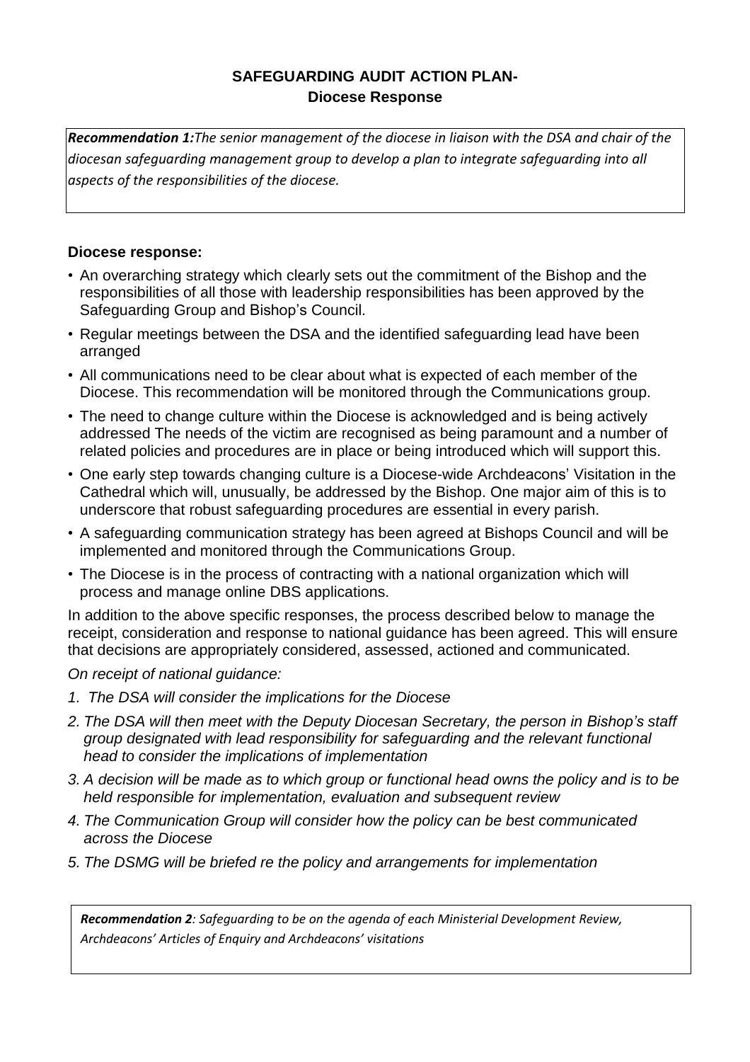# SAFEGUARDING AUDIT ACTION PLAN-
## Diocese Response

***Recommendation 1:*** *The senior management of the diocese in liaison with the DSA and chair of the diocesan safeguarding management group to develop a plan to integrate safeguarding into all aspects of the responsibilities of the diocese.*

**Diocese response:**

- An overarching strategy which clearly sets out the commitment of the Bishop and the responsibilities of all those with leadership responsibilities has been approved by the Safeguarding Group and Bishop's Council.
- Regular meetings between the DSA and the identified safeguarding lead have been arranged
- All communications need to be clear about what is expected of each member of the Diocese. This recommendation will be monitored through the Communications group.
- The need to change culture within the Diocese is acknowledged and is being actively addressed The needs of the victim are recognised as being paramount and a number of related policies and procedures are in place or being introduced which will support this.
- One early step towards changing culture is a Diocese-wide Archdeacons' Visitation in the Cathedral which will, unusually, be addressed by the Bishop. One major aim of this is to underscore that robust safeguarding procedures are essential in every parish.
- A safeguarding communication strategy has been agreed at Bishops Council and will be implemented and monitored through the Communications Group.
- The Diocese is in the process of contracting with a national organization which will process and manage online DBS applications.

In addition to the above specific responses, the process described below to manage the receipt, consideration and response to national guidance has been agreed. This will ensure that decisions are appropriately considered, assessed, actioned and communicated.

*On receipt of national guidance:*

1. *The DSA will consider the implications for the Diocese*
2. *The DSA will then meet with the Deputy Diocesan Secretary, the person in Bishop's staff group designated with lead responsibility for safeguarding and the relevant functional head to consider the implications of implementation*
3. *A decision will be made as to which group or functional head owns the policy and is to be held responsible for implementation, evaluation and subsequent review*
4. *The Communication Group will consider how the policy can be best communicated across the Diocese*
5. *The DSMG will be briefed re the policy and arrangements for implementation*

***Recommendation 2****: Safeguarding to be on the agenda of each Ministerial Development Review, Archdeacons' Articles of Enquiry and Archdeacons' visitations*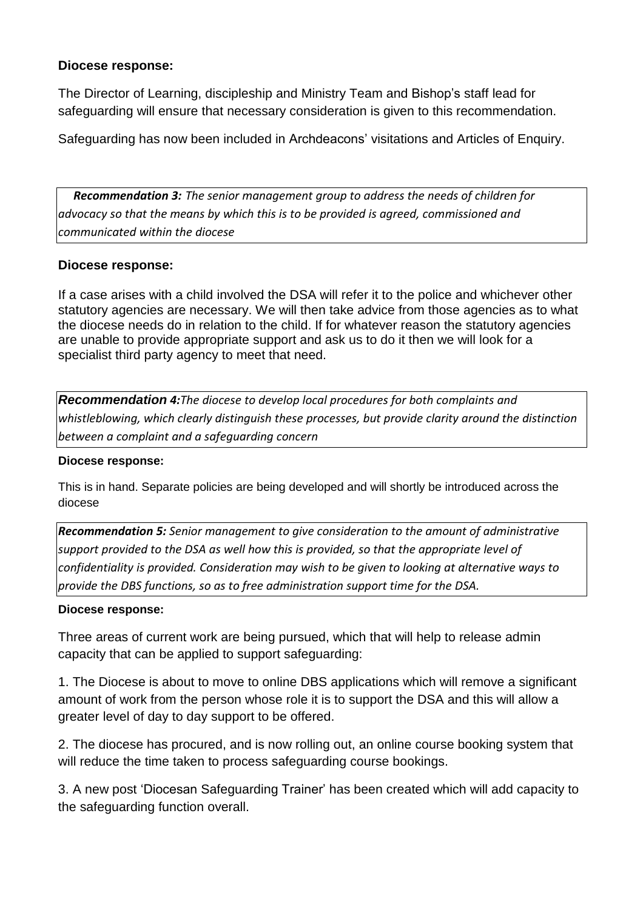**Diocese response:**

The Director of Learning, discipleship and Ministry Team and Bishop's staff lead for safeguarding will ensure that necessary consideration is given to this recommendation.

Safeguarding has now been included in Archdeacons' visitations and Articles of Enquiry.

> ***Recommendation 3:*** *The senior management group to address the needs of children for advocacy so that the means by which this is to be provided is agreed, commissioned and communicated within the diocese*

**Diocese response:**

If a case arises with a child involved the DSA will refer it to the police and whichever other statutory agencies are necessary. We will then take advice from those agencies as to what the diocese needs do in relation to the child. If for whatever reason the statutory agencies are unable to provide appropriate support and ask us to do it then we will look for a specialist third party agency to meet that need.

> ***Recommendation 4:****The diocese to develop local procedures for both complaints and whistleblowing, which clearly distinguish these processes, but provide clarity around the distinction between a complaint and a safeguarding concern*

**Diocese response:**

This is in hand. Separate policies are being developed and will shortly be introduced across the diocese

> ***Recommendation 5:*** *Senior management to give consideration to the amount of administrative support provided to the DSA as well how this is provided, so that the appropriate level of confidentiality is provided. Consideration may wish to be given to looking at alternative ways to provide the DBS functions, so as to free administration support time for the DSA.*

**Diocese response:**

Three areas of current work are being pursued, which that will help to release admin capacity that can be applied to support safeguarding:

1. The Diocese is about to move to online DBS applications which will remove a significant amount of work from the person whose role it is to support the DSA and this will allow a greater level of day to day support to be offered.

2. The diocese has procured, and is now rolling out, an online course booking system that will reduce the time taken to process safeguarding course bookings.

3. A new post 'Diocesan Safeguarding Trainer' has been created which will add capacity to the safeguarding function overall.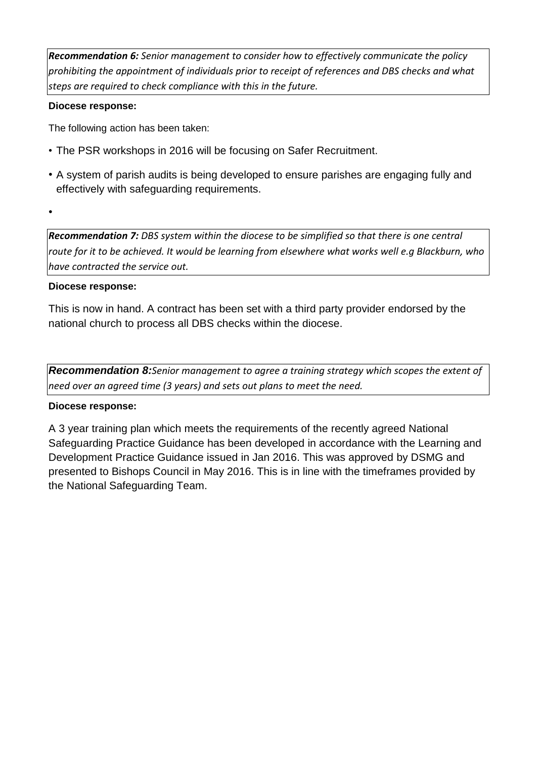***Recommendation 6:*** *Senior management to consider how to effectively communicate the policy prohibiting the appointment of individuals prior to receipt of references and DBS checks and what steps are required to check compliance with this in the future.*

**Diocese response:**

The following action has been taken:

- The PSR workshops in 2016 will be focusing on Safer Recruitment.
- A system of parish audits is being developed to ensure parishes are engaging fully and effectively with safeguarding requirements.

***Recommendation 7:*** *DBS system within the diocese to be simplified so that there is one central route for it to be achieved. It would be learning from elsewhere what works well e.g Blackburn, who have contracted the service out.*

**Diocese response:**

This is now in hand. A contract has been set with a third party provider endorsed by the national church to process all DBS checks within the diocese.

***Recommendation 8:****Senior management to agree a training strategy which scopes the extent of need over an agreed time (3 years) and sets out plans to meet the need.*

**Diocese response:**

A 3 year training plan which meets the requirements of the recently agreed National Safeguarding Practice Guidance has been developed in accordance with the Learning and Development Practice Guidance issued in Jan 2016. This was approved by DSMG and presented to Bishops Council in May 2016. This is in line with the timeframes provided by the National Safeguarding Team.